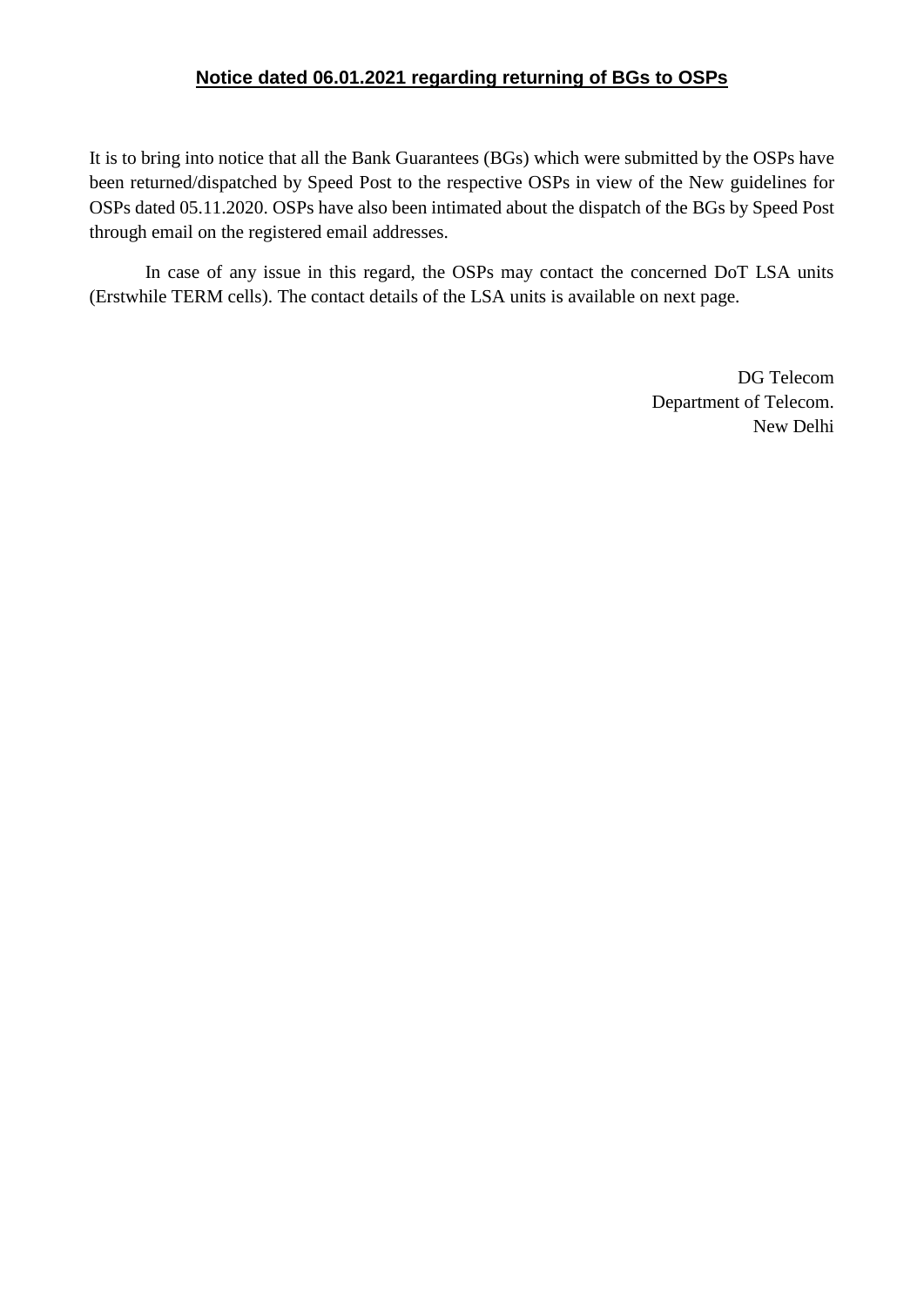**Notice dated 06.01.2021 regarding returning of BGs to OSPs**

It is to bring into notice that all the Bank Guarantees (BGs) which were submitted by the OSPs have been returned/dispatched by Speed Post to the respective OSPs in view of the New guidelines for OSPs dated 05.11.2020. OSPs have also been intimated about the dispatch of the BGs by Speed Post through email on the registered email addresses.

In case of any issue in this regard, the OSPs may contact the concerned DoT LSA units (Erstwhile TERM cells). The contact details of the LSA units is available on next page.

DG Telecom
Department of Telecom.
New Delhi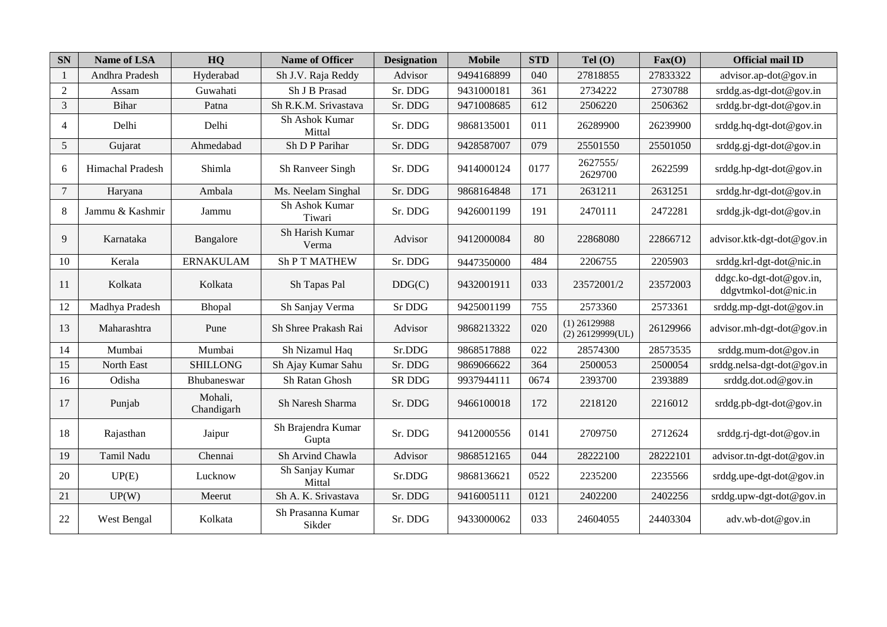| SN | Name of LSA | HQ | Name of Officer | Designation | Mobile | STD | Tel (O) | Fax(O) | Official mail ID |
|---|---|---|---|---|---|---|---|---|---|
| 1 | Andhra Pradesh | Hyderabad | Sh J.V. Raja Reddy | Advisor | 9494168899 | 040 | 27818855 | 27833322 | advisor.ap-dot@gov.in |
| 2 | Assam | Guwahati | Sh J B Prasad | Sr. DDG | 9431000181 | 361 | 2734222 | 2730788 | srddg.as-dgt-dot@gov.in |
| 3 | Bihar | Patna | Sh R.K.M. Srivastava | Sr. DDG | 9471008685 | 612 | 2506220 | 2506362 | srddg.br-dgt-dot@gov.in |
| 4 | Delhi | Delhi | Sh Ashok Kumar Mittal | Sr. DDG | 9868135001 | 011 | 26289900 | 26239900 | srddg.hq-dgt-dot@gov.in |
| 5 | Gujarat | Ahmedabad | Sh D P Parihar | Sr. DDG | 9428587007 | 079 | 25501550 | 25501050 | srddg.gj-dgt-dot@gov.in |
| 6 | Himachal Pradesh | Shimla | Sh Ranveer Singh | Sr. DDG | 9414000124 | 0177 | 2627555/ 2629700 | 2622599 | srddg.hp-dgt-dot@gov.in |
| 7 | Haryana | Ambala | Ms. Neelam Singhal | Sr. DDG | 9868164848 | 171 | 2631211 | 2631251 | srddg.hr-dgt-dot@gov.in |
| 8 | Jammu & Kashmir | Jammu | Sh Ashok Kumar Tiwari | Sr. DDG | 9426001199 | 191 | 2470111 | 2472281 | srddg.jk-dgt-dot@gov.in |
| 9 | Karnataka | Bangalore | Sh Harish Kumar Verma | Advisor | 9412000084 | 80 | 22868080 | 22866712 | advisor.ktk-dgt-dot@gov.in |
| 10 | Kerala | ERNAKULAM | Sh P T MATHEW | Sr. DDG | 9447350000 | 484 | 2206755 | 2205903 | srddg.krl-dgt-dot@nic.in |
| 11 | Kolkata | Kolkata | Sh Tapas Pal | DDG(C) | 9432001911 | 033 | 23572001/2 | 23572003 | ddgc.ko-dgt-dot@gov.in, ddgvtmkol-dot@nic.in |
| 12 | Madhya Pradesh | Bhopal | Sh Sanjay Verma | Sr DDG | 9425001199 | 755 | 2573360 | 2573361 | srddg.mp-dgt-dot@gov.in |
| 13 | Maharashtra | Pune | Sh Shree Prakash Rai | Advisor | 9868213322 | 020 | (1) 26129988 (2) 26129999(UL) | 26129966 | advisor.mh-dgt-dot@gov.in |
| 14 | Mumbai | Mumbai | Sh Nizamul Haq | Sr.DDG | 9868517888 | 022 | 28574300 | 28573535 | srddg.mum-dot@gov.in |
| 15 | North East | SHILLONG | Sh Ajay Kumar Sahu | Sr. DDG | 9869066622 | 364 | 2500053 | 2500054 | srddg.nelsa-dgt-dot@gov.in |
| 16 | Odisha | Bhubaneswar | Sh Ratan Ghosh | SR DDG | 9937944111 | 0674 | 2393700 | 2393889 | srddg.dot.od@gov.in |
| 17 | Punjab | Mohali, Chandigarh | Sh Naresh Sharma | Sr. DDG | 9466100018 | 172 | 2218120 | 2216012 | srddg.pb-dgt-dot@gov.in |
| 18 | Rajasthan | Jaipur | Sh Brajendra Kumar Gupta | Sr. DDG | 9412000556 | 0141 | 2709750 | 2712624 | srddg.rj-dgt-dot@gov.in |
| 19 | Tamil Nadu | Chennai | Sh Arvind Chawla | Advisor | 9868512165 | 044 | 28222100 | 28222101 | advisor.tn-dgt-dot@gov.in |
| 20 | UP(E) | Lucknow | Sh Sanjay Kumar Mittal | Sr.DDG | 9868136621 | 0522 | 2235200 | 2235566 | srddg.upe-dgt-dot@gov.in |
| 21 | UP(W) | Meerut | Sh A. K. Srivastava | Sr. DDG | 9416005111 | 0121 | 2402200 | 2402256 | srddg.upw-dgt-dot@gov.in |
| 22 | West Bengal | Kolkata | Sh Prasanna Kumar Sikder | Sr. DDG | 9433000062 | 033 | 24604055 | 24403304 | adv.wb-dot@gov.in |